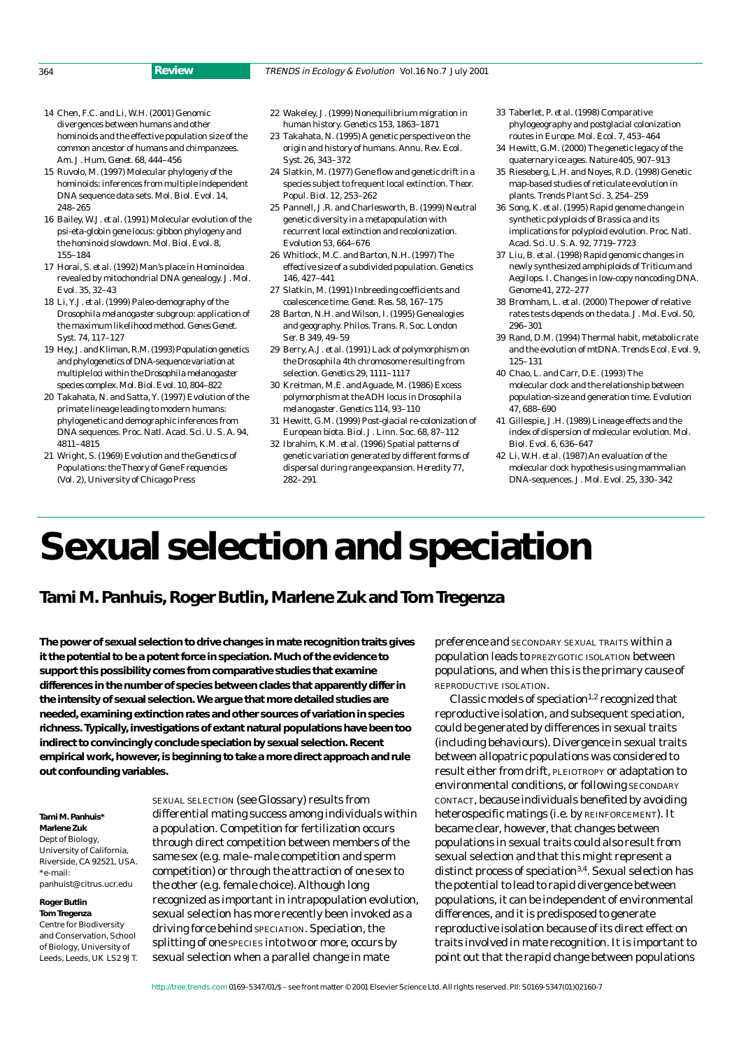14 Chen, F.C. and Li, W.H. (2001) Genomic divergences between humans and other hominoids and the effective population size of the common ancestor of humans and chimpanzees. *Am. J. Hum. Genet.* 68, 444–456

15 Ruvolo, M. (1997) Molecular phylogeny of the hominoids: inferences from multiple independent DNA sequence data sets. *Mol. Biol. Evol.* 14, 248–265

16 Bailey, W.J. *et al.* (1991) Molecular evolution of the psi-eta-globin gene locus: gibbon phylogeny and the hominoid slowdown. *Mol. Biol. Evol.* 8, 155–184

17 Horai, S. *et al.* (1992) Man's place in Hominoidea revealed by mitochondrial DNA genealogy. *J. Mol. Evol.* 35, 32–43

18 Li, Y.J. *et al.* (1999) Paleo-demography of the *Drosophila melanogaster* subgroup: application of the maximum likelihood method. *Genes Genet. Syst.* 74, 117–127

19 Hey, J. and Kliman, R.M. (1993) Population genetics and phylogenetics of DNA-sequence variation at multiple loci within the *Drosophila melanogaster* species complex. *Mol. Biol. Evol.* 10, 804–822

20 Takahata, N. and Satta, Y. (1997) Evolution of the primate lineage leading to modern humans: phylogenetic and demographic inferences from DNA sequences. *Proc. Natl. Acad. Sci. U. S. A.* 94, 4811–4815

21 Wright, S. (1969) *Evolution and the Genetics of Populations: the Theory of Gene Frequencies* (Vol. 2), University of Chicago Press

22 Wakeley, J. (1999) Nonequilibrium migration in human history. *Genetics* 153, 1863–1871

23 Takahata, N. (1995) A genetic perspective on the origin and history of humans. *Annu. Rev. Ecol. Syst.* 26, 343–372

24 Slatkin, M. (1977) Gene flow and genetic drift in a species subject to frequent local extinction. *Theor. Popul. Biol.* 12, 253–262

25 Pannell, J.R. and Charlesworth, B. (1999) Neutral genetic diversity in a metapopulation with recurrent local extinction and recolonization. *Evolution* 53, 664–676

26 Whitlock, M.C. and Barton, N.H. (1997) The effective size of a subdivided population. *Genetics* 146, 427–441

27 Slatkin, M. (1991) Inbreeding coefficients and coalescence time. *Genet. Res.* 58, 167–175

28 Barton, N.H. and Wilson, I. (1995) Genealogies and geography. *Philos. Trans. R. Soc. London Ser. B* 349, 49–59

29 Berry, A.J. *et al.* (1991) Lack of polymorphism on the *Drosophila* 4th chromosome resulting from selection. *Genetics* 29, 1111–1117

30 Kreitman, M.E. and Aguade, M. (1986) Excess polymorphism at the *ADH* locus in *Drosophila melanogaster*. *Genetics* 114, 93–110

31 Hewitt, G.M. (1999) Post-glacial re-colonization of European biota. *Biol. J. Linn. Soc.* 68, 87–112

32 Ibrahim, K.M. *et al.* (1996) Spatial patterns of genetic variation generated by different forms of dispersal during range expansion. *Heredity* 77, 282–291

33 Taberlet, P. *et al.* (1998) Comparative phylogeography and postglacial colonization routes in Europe. *Mol. Ecol.* 7, 453–464

34 Hewitt, G.M. (2000) The genetic legacy of the quaternary ice ages. *Nature* 405, 907–913

35 Rieseberg, L.H. and Noyes, R.D. (1998) Genetic map-based studies of reticulate evolution in plants. *Trends Plant Sci.* 3, 254–259

36 Song, K. *et al.* (1995) Rapid genome change in synthetic polyploids of *Brassica* and its implications for polyploid evolution. *Proc. Natl. Acad. Sci. U. S. A.* 92, 7719–7723

37 Liu, B. *et al.* (1998) Rapid genomic changes in newly synthesized amphiploids of *Triticum* and *Aegilops*. I. Changes in low-copy noncoding DNA. *Genome* 41, 272–277

38 Bromham, L. *et al.* (2000) The power of relative rates tests depends on the data. *J. Mol. Evol.* 50, 296–301

39 Rand, D.M. (1994) Thermal habit, metabolic rate and the evolution of mtDNA. *Trends Ecol. Evol.* 9, 125–131

40 Chao, L. and Carr, D.E. (1993) The molecular clock and the relationship between population-size and generation time. *Evolution* 47, 688–690

41 Gillespie, J.H. (1989) Lineage effects and the index of dispersion of molecular evolution. *Mol. Biol. Evol.* 6, 636–647

42 Li, W.H. *et al.* (1987) An evaluation of the molecular clock hypothesis using mammalian DNA-sequences. *J. Mol. Evol.* 25, 330–342

# Sexual selection and speciation

## Tami M. Panhuis, Roger Butlin, Marlene Zuk and Tom Tregenza

**The power of sexual selection to drive changes in mate recognition traits gives it the potential to be a potent force in speciation. Much of the evidence to support this possibility comes from comparative studies that examine differences in the number of species between clades that apparently differ in the intensity of sexual selection. We argue that more detailed studies are needed, examining extinction rates and other sources of variation in species richness. Typically, investigations of extant natural populations have been too indirect to convincingly conclude speciation by sexual selection. Recent empirical work, however, is beginning to take a more direct approach and rule out confounding variables.**

**Tami M. Panhuis\***
**Marlene Zuk**
Dept of Biology, University of California, Riverside, CA 92521, USA.
\*e-mail: panhuist@citrus.ucr.edu

**Roger Butlin**
**Tom Tregenza**
Centre for Biodiversity and Conservation, School of Biology, University of Leeds, Leeds, UK LS2 9JT.

SEXUAL SELECTION (see Glossary) results from differential mating success among individuals within a population. Competition for fertilization occurs through direct competition between members of the same sex (e.g. male–male competition and sperm competition) or through the attraction of one sex to the other (e.g. female choice). Although long recognized as important in intrapopulation evolution, sexual selection has more recently been invoked as a driving force behind SPECIATION. Speciation, the splitting of one SPECIES into two or more, occurs by sexual selection when a parallel change in mate preference and SECONDARY SEXUAL TRAITS within a population leads to PREZYGOTIC ISOLATION between populations, and when this is the primary cause of REPRODUCTIVE ISOLATION.

Classic models of speciation[1,2] recognized that reproductive isolation, and subsequent speciation, could be generated by differences in sexual traits (including behaviours). Divergence in sexual traits between allopatric populations was considered to result either from drift, PLEIOTROPY or adaptation to environmental conditions, or following SECONDARY CONTACT, because individuals benefited by avoiding heterospecific matings (i.e. by REINFORCEMENT). It became clear, however, that changes between populations in sexual traits could also result from sexual selection and that this might represent a distinct process of speciation[3,4]. Sexual selection has the potential to lead to rapid divergence between populations, it can be independent of environmental differences, and it is predisposed to generate reproductive isolation because of its direct effect on traits involved in mate recognition. It is important to point out that the rapid change between populations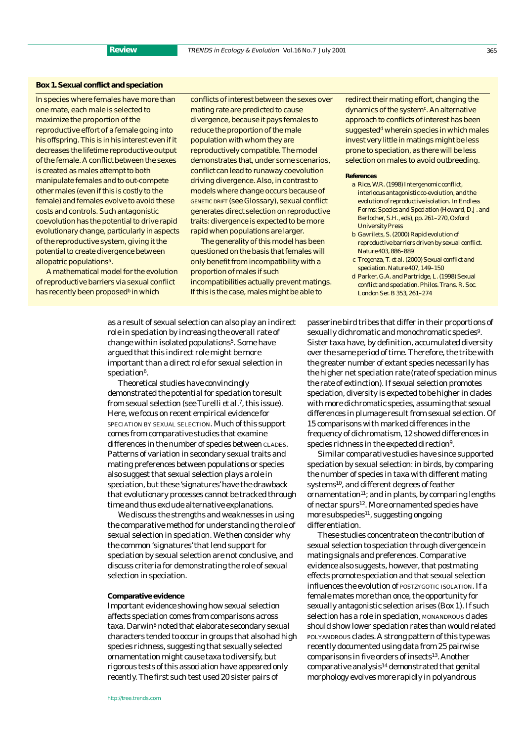### Box 1. Sexual conflict and speciation

In species where females have more than one mate, each male is selected to maximize the proportion of the reproductive effort of a female going into his offspring. This is in his interest even if it decreases the lifetime reproductive output of the female. A conflict between the sexes is created as males attempt to both manipulate females and to out-compete other males (even if this is costly to the female) and females evolve to avoid these costs and controls. Such antagonistic coevolution has the potential to drive rapid evolutionary change, particularly in aspects of the reproductive system, giving it the potential to create divergence between allopatric populations[a].

A mathematical model for the evolution of reproductive barriers via sexual conflict has recently been proposed[b] in which conflicts of interest between the sexes over mating rate are predicted to cause divergence, because it pays females to reduce the proportion of the male population with whom they are reproductively compatible. The model demonstrates that, under some scenarios, conflict can lead to runaway coevolution driving divergence. Also, in contrast to models where change occurs because of GENETIC DRIFT (see Glossary), sexual conflict generates direct selection on reproductive traits: divergence is expected to be more rapid when populations are larger.

The generality of this model has been questioned on the basis that females will only benefit from incompatibility with a proportion of males if such incompatibilities actually prevent matings. If this is the case, males might be able to redirect their mating effort, changing the dynamics of the system[c]. An alternative approach to conflicts of interest has been suggested[d] wherein species in which males invest very little in matings might be less prone to speciation, as there will be less selection on males to avoid outbreeding.

**References**

a Rice, W.R. (1998) Intergenomic conflict, interlocus antagonistic co-evolution, and the evolution of reproductive isolation. In *Endless Forms: Species and Speciation* (Howard, D.J. and Berlocher, S.H., eds), pp. 261–270, Oxford University Press

b Gavrilets, S. (2000) Rapid evolution of reproductive barriers driven by sexual conflict. *Nature* 403, 886–889

c Tregenza, T. *et al.* (2000) Sexual conflict and speciation. *Nature* 407, 149–150

d Parker, G.A. and Partridge, L. (1998) Sexual conflict and speciation. *Philos. Trans. R. Soc. London Ser. B* 353, 261–274

---

as a result of sexual selection can also play an indirect role in speciation by increasing the overall rate of change within isolated populations[5]. Some have argued that this indirect role might be more important than a direct role for sexual selection in speciation[6].

Theoretical studies have convincingly demonstrated the potential for speciation to result from sexual selection (see Turelli *et al.*[7], this issue). Here, we focus on recent empirical evidence for SPECIATION BY SEXUAL SELECTION. Much of this support comes from comparative studies that examine differences in the number of species between CLADES. Patterns of variation in secondary sexual traits and mating preferences between populations or species also suggest that sexual selection plays a role in speciation, but these 'signatures' have the drawback that evolutionary processes cannot be tracked through time and thus exclude alternative explanations.

We discuss the strengths and weaknesses in using the comparative method for understanding the role of sexual selection in speciation. We then consider why the common 'signatures' that lend support for speciation by sexual selection are not conclusive, and discuss criteria for demonstrating the role of sexual selection in speciation.

#### Comparative evidence

Important evidence showing how sexual selection affects speciation comes from comparisons across taxa. Darwin[8] noted that elaborate secondary sexual characters tended to occur in groups that also had high species richness, suggesting that sexually selected ornamentation might cause taxa to diversify, but rigorous tests of this association have appeared only recently. The first such test used 20 sister pairs of passerine bird tribes that differ in their proportions of sexually dichromatic and monochromatic species[9]. Sister taxa have, by definition, accumulated diversity over the same period of time. Therefore, the tribe with the greater number of extant species necessarily has the higher net speciation rate (rate of speciation minus the rate of extinction). If sexual selection promotes speciation, diversity is expected to be higher in clades with more dichromatic species, assuming that sexual differences in plumage result from sexual selection. Of 15 comparisons with marked differences in the frequency of dichromatism, 12 showed differences in species richness in the expected direction[9].

Similar comparative studies have since supported speciation by sexual selection: in birds, by comparing the number of species in taxa with different mating systems[10], and different degrees of feather ornamentation[11]; and in plants, by comparing lengths of nectar spurs[12]. More ornamented species have more subspecies[11], suggesting ongoing differentiation.

These studies concentrate on the contribution of sexual selection to speciation through divergence in mating signals and preferences. Comparative evidence also suggests, however, that postmating effects promote speciation and that sexual selection influences the evolution of POSTZYGOTIC ISOLATION. If a female mates more than once, the opportunity for sexually antagonistic selection arises (Box 1). If such selection has a role in speciation, MONANDROUS clades should show lower speciation rates than would related POLYANDROUS clades. A strong pattern of this type was recently documented using data from 25 pairwise comparisons in five orders of insects[13]. Another comparative analysis[14] demonstrated that genital morphology evolves more rapidly in polyandrous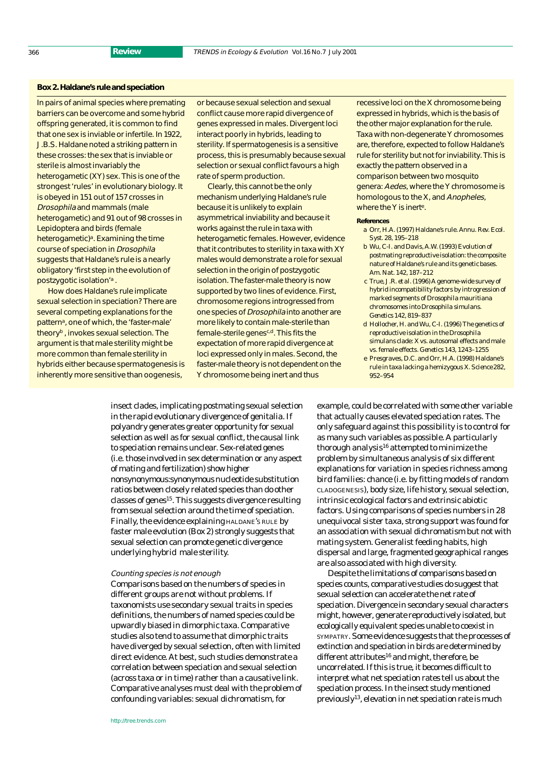### Box 2. Haldane's rule and speciation

In pairs of animal species where premating barriers can be overcome and some hybrid offspring generated, it is common to find that one sex is inviable or infertile. In 1922, J.B.S. Haldane noted a striking pattern in these crosses: the sex that is inviable or sterile is almost invariably the heterogametic (XY) sex. This is one of the strongest 'rules' in evolutionary biology. It is obeyed in 151 out of 157 crosses in *Drosophila* and mammals (male heterogametic) and 91 out of 98 crosses in Lepidoptera and birds (female heterogametic)[a]. Examining the time course of speciation in *Drosophila* suggests that Haldane's rule is a nearly obligatory 'first step in the evolution of postzygotic isolation'[a].

How does Haldane's rule implicate sexual selection in speciation? There are several competing explanations for the pattern[a], one of which, the 'faster-male' theory[b], invokes sexual selection. The argument is that male sterility might be more common than female sterility in hybrids either because spermatogenesis is inherently more sensitive than oogenesis, or because sexual selection and sexual conflict cause more rapid divergence of genes expressed in males. Divergent loci interact poorly in hybrids, leading to sterility. If spermatogenesis is a sensitive process, this is presumably because sexual selection or sexual conflict favours a high rate of sperm production.

Clearly, this cannot be the only mechanism underlying Haldane's rule because it is unlikely to explain asymmetrical inviability and because it works against the rule in taxa with heterogametic females. However, evidence that it contributes to sterility in taxa with XY males would demonstrate a role for sexual selection in the origin of postzygotic isolation. The faster-male theory is now supported by two lines of evidence. First, chromosome regions introgressed from one species of *Drosophila* into another are more likely to contain male-sterile than female-sterile genes[c,d]. This fits the expectation of more rapid divergence at loci expressed only in males. Second, the faster-male theory is not dependent on the Y chromosome being inert and thus recessive loci on the X chromosome being expressed in hybrids, which is the basis of the other major explanation for the rule. Taxa with non-degenerate Y chromosomes are, therefore, expected to follow Haldane's rule for sterility but not for inviability. This is exactly the pattern observed in a comparison between two mosquito genera: *Aedes*, where the Y chromosome is homologous to the X, and *Anopheles*, where the Y is inert[e].

**References**

a Orr, H.A. (1997) Haldane's rule. *Annu. Rev. Ecol. Syst.* 28, 195–218

b Wu, C-I. and Davis, A.W. (1993) Evolution of postmating reproductive isolation: the composite nature of Haldane's rule and its genetic bases. *Am. Nat.* 142, 187–212

c True, J.R. *et al.* (1996) A genome-wide survey of hybrid incompatibility factors by introgression of marked segments of *Drosophila mauritiana* chromosomes into *Drosophila simulans*. *Genetics* 142, 819–837

d Hollocher, H. and Wu, C-I. (1996) The genetics of reproductive isolation in the *Drosophila simulans* clade: X vs. autosomal effects and male vs. female effects. *Genetics* 143, 1243–1255

e Presgraves, D.C. and Orr, H.A. (1998) Haldane's rule in taxa lacking a hemizygous X. *Science* 282, 952–954

---

insect clades, implicating postmating sexual selection in the rapid evolutionary divergence of genitalia. If polyandry generates greater opportunity for sexual selection as well as for sexual conflict, the causal link to speciation remains unclear. Sex-related genes (i.e. those involved in sex determination or any aspect of mating and fertilization) show higher nonsynonymous:synonymous nucleotide substitution ratios between closely related species than do other classes of genes[15]. This suggests divergence resulting from sexual selection around the time of speciation. Finally, the evidence explaining HALDANE'S RULE by faster male evolution (Box 2) strongly suggests that sexual selection can promote genetic divergence underlying hybrid male sterility.

*Counting species is not enough*

Comparisons based on the numbers of species in different groups are not without problems. If taxonomists use secondary sexual traits in species definitions, the numbers of named species could be upwardly biased in dimorphic taxa. Comparative studies also tend to assume that dimorphic traits have diverged by sexual selection, often with limited direct evidence. At best, such studies demonstrate a correlation between speciation and sexual selection (across taxa or in time) rather than a causative link. Comparative analyses must deal with the problem of confounding variables: sexual dichromatism, for example, could be correlated with some other variable that actually causes elevated speciation rates. The only safeguard against this possibility is to control for as many such variables as possible. A particularly thorough analysis[16] attempted to minimize the problem by simultaneous analysis of six different explanations for variation in species richness among bird families: chance (i.e. by fitting models of random CLADOGENESIS), body size, life history, sexual selection, intrinsic ecological factors and extrinsic abiotic factors. Using comparisons of species numbers in 28 unequivocal sister taxa, strong support was found for an association with sexual dichromatism but not with mating system. Generalist feeding habits, high dispersal and large, fragmented geographical ranges are also associated with high diversity.

Despite the limitations of comparisons based on species counts, comparative studies do suggest that sexual selection can accelerate the net rate of speciation. Divergence in secondary sexual characters might, however, generate reproductively isolated, but ecologically equivalent species unable to coexist in SYMPATRY. Some evidence suggests that the processes of extinction and speciation in birds are determined by different attributes[16] and might, therefore, be uncorrelated. If this is true, it becomes difficult to interpret what net speciation rates tell us about the speciation process. In the insect study mentioned previously[13], elevation in net speciation rate is much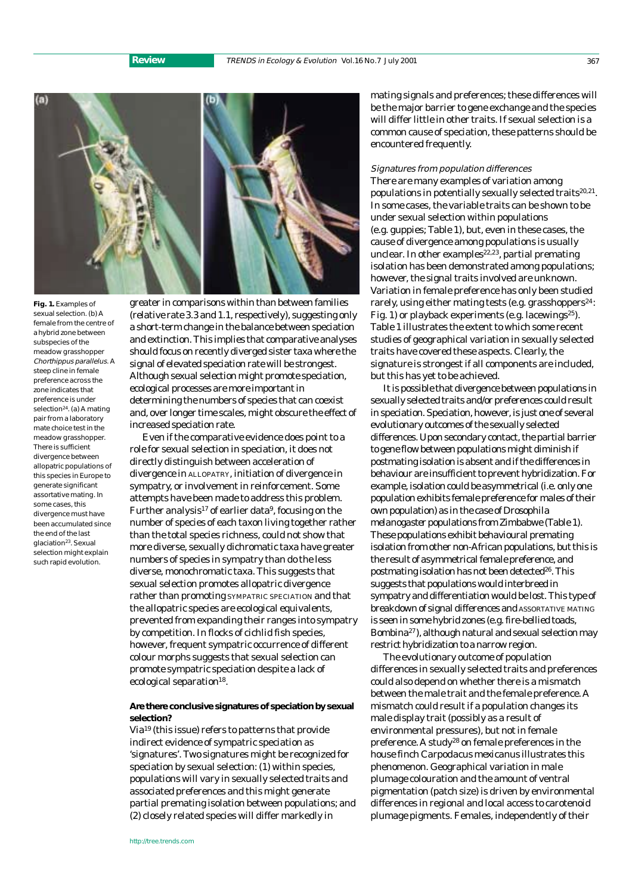**Fig. 1.** Examples of sexual selection. (b) A female from the centre of a hybrid zone between subspecies of the meadow grasshopper *Chorthippus parallelus*. A steep cline in female preference across the zone indicates that preference is under selection[24]. (a) A mating pair from a laboratory mate choice test in the meadow grasshopper. There is sufficient divergence between allopatric populations of this species in Europe to generate significant assortative mating. In some cases, this divergence must have been accumulated since the end of the last glaciation[23]. Sexual selection might explain such rapid evolution.

greater in comparisons within than between families (relative rate 3.3 and 1.1, respectively), suggesting only a short-term change in the balance between speciation and extinction. This implies that comparative analyses should focus on recently diverged sister taxa where the signal of elevated speciation rate will be strongest. Although sexual selection might promote speciation, ecological processes are more important in determining the numbers of species that can coexist and, over longer time scales, might obscure the effect of increased speciation rate.

Even if the comparative evidence does point to a role for sexual selection in speciation, it does not directly distinguish between acceleration of divergence in ALLOPATRY, initiation of divergence in sympatry, or involvement in reinforcement. Some attempts have been made to address this problem. Further analysis[17] of earlier data[9], focusing on the number of species of each taxon living together rather than the total species richness, could not show that more diverse, sexually dichromatic taxa have greater numbers of species in sympatry than do the less diverse, monochromatic taxa. This suggests that sexual selection promotes allopatric divergence rather than promoting SYMPATRIC SPECIATION and that the allopatric species are ecological equivalents, prevented from expanding their ranges into sympatry by competition. In flocks of cichlid fish species, however, frequent sympatric occurrence of different colour morphs suggests that sexual selection can promote sympatric speciation despite a lack of ecological separation[18].

## Are there conclusive signatures of speciation by sexual selection?

Via[19] (this issue) refers to patterns that provide indirect evidence of sympatric speciation as 'signatures'. Two signatures might be recognized for speciation by sexual selection: (1) within species, populations will vary in sexually selected traits and associated preferences and this might generate partial premating isolation between populations; and (2) closely related species will differ markedly in mating signals and preferences; these differences will be the major barrier to gene exchange and the species will differ little in other traits. If sexual selection is a common cause of speciation, these patterns should be encountered frequently.

### *Signatures from population differences*

There are many examples of variation among populations in potentially sexually selected traits[20,21]. In some cases, the variable traits can be shown to be under sexual selection within populations (e.g. guppies; Table 1), but, even in these cases, the cause of divergence among populations is usually unclear. In other examples[22,23], partial premating isolation has been demonstrated among populations; however, the signal traits involved are unknown. Variation in female preference has only been studied rarely, using either mating tests (e.g. grasshoppers[24]: Fig. 1) or playback experiments (e.g. lacewings[25]). Table 1 illustrates the extent to which some recent studies of geographical variation in sexually selected traits have covered these aspects. Clearly, the signature is strongest if all components are included, but this has yet to be achieved.

It is possible that divergence between populations in sexually selected traits and/or preferences could result in speciation. Speciation, however, is just one of several evolutionary outcomes of the sexually selected differences. Upon secondary contact, the partial barrier to gene flow between populations might diminish if postmating isolation is absent and if the differences in behaviour are insufficient to prevent hybridization. For example, isolation could be asymmetrical (i.e. only one population exhibits female preference for males of their own population) as in the case of *Drosophila melanogaster* populations from Zimbabwe (Table 1). These populations exhibit behavioural premating isolation from other non-African populations, but this is the result of asymmetrical female preference, and postmating isolation has not been detected[26]. This suggests that populations would interbreed in sympatry and differentiation would be lost. This type of breakdown of signal differences and ASSORTATIVE MATING is seen in some hybrid zones (e.g. fire-bellied toads, *Bombina*[27]), although natural and sexual selection may restrict hybridization to a narrow region.

The evolutionary outcome of population differences in sexually selected traits and preferences could also depend on whether there is a mismatch between the male trait and the female preference. A mismatch could result if a population changes its male display trait (possibly as a result of environmental pressures), but not in female preference. A study[28] on female preferences in the house finch *Carpodacus mexicanus* illustrates this phenomenon. Geographical variation in male plumage colouration and the amount of ventral pigmentation (patch size) is driven by environmental differences in regional and local access to carotenoid plumage pigments. Females, independently of their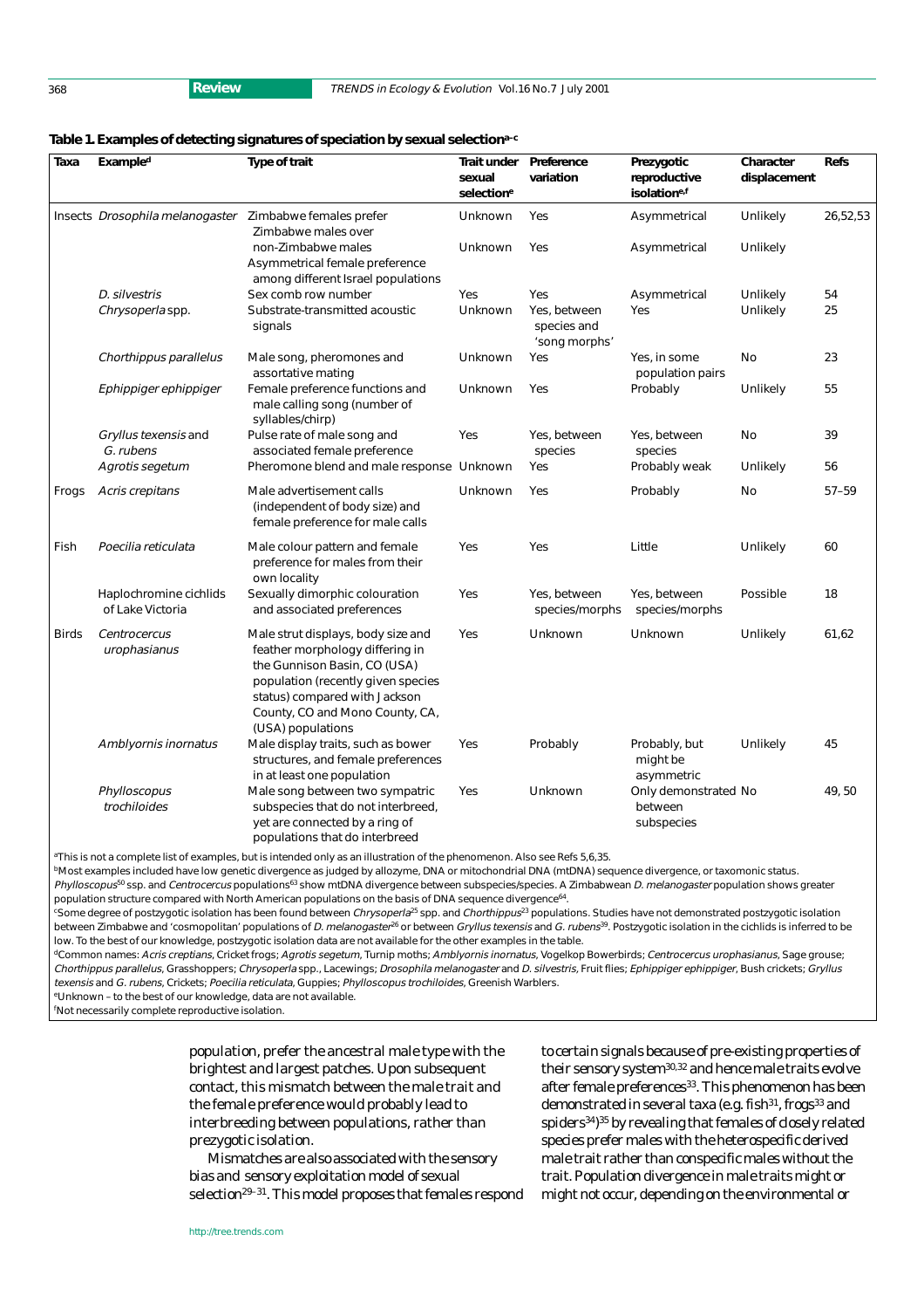**Table 1. Examples of detecting signatures of speciation by sexual selection[a–c]**

| Taxa | Example[d] | Type of trait | Trait under sexual selection[e] | Preference variation | Prezygotic reproductive isolation[e,f] | Character displacement | Refs |
|---|---|---|---|---|---|---|---|
| Insects | *Drosophila melanogaster* | Zimbabwe females prefer Zimbabwe males over non-Zimbabwe males | Unknown | Yes | Asymmetrical | Unlikely | 26,52,53 |
| | | Asymmetrical female preference among different Israel populations | Unknown | Yes | Asymmetrical | Unlikely | |
| | *D. silvestris* | Sex comb row number | Yes | Yes | Asymmetrical | Unlikely | 54 |
| | *Chrysoperla* spp. | Substrate-transmitted acoustic signals | Unknown | Yes, between species and 'song morphs' | Yes | Unlikely | 25 |
| | *Chorthippus parallelus* | Male song, pheromones and assortative mating | Unknown | Yes | Yes, in some population pairs | No | 23 |
| | *Ephippiger ephippiger* | Female preference functions and male calling song (number of syllables/chirp) | Unknown | Yes | Probably | Unlikely | 55 |
| | *Gryllus texensis* and *G. rubens* | Pulse rate of male song and associated female preference | Yes | Yes, between species | Yes, between species | No | 39 |
| | *Agrotis segetum* | Pheromone blend and male response | Unknown | Yes | Probably weak | Unlikely | 56 |
| Frogs | *Acris crepitans* | Male advertisement calls (independent of body size) and female preference for male calls | Unknown | Yes | Probably | No | 57–59 |
| Fish | *Poecilia reticulata* | Male colour pattern and female preference for males from their own locality | Yes | Yes | Little | Unlikely | 60 |
| | Haplochromine cichlids of Lake Victoria | Sexually dimorphic colouration and associated preferences | Yes | Yes, between species/morphs | Yes, between species/morphs | Possible | 18 |
| Birds | *Centrocercus urophasianus* | Male strut displays, body size and feather morphology differing in the Gunnison Basin, CO (USA) population (recently given species status) compared with Jackson County, CO and Mono County, CA, (USA) populations | Yes | Unknown | Unknown | Unlikely | 61,62 |
| | *Amblyornis inornatus* | Male display traits, such as bower structures, and female preferences in at least one population | Yes | Probably | Probably, but might be asymmetric | Unlikely | 45 |
| | *Phylloscopus trochiloides* | Male song between two sympatric subspecies that do not interbreed, yet are connected by a ring of populations that do interbreed | Yes | Unknown | Only demonstrated between subspecies | No | 49, 50 |

[a]This is not a complete list of examples, but is intended only as an illustration of the phenomenon. Also see Refs 5,6,35.
[b]Most examples included have low genetic divergence as judged by allozyme, DNA or mitochondrial DNA (mtDNA) sequence divergence, or taxonomic status. *Phylloscopus*[50] ssp. and *Centrocercus* populations[63] show mtDNA divergence between subspecies/species. A Zimbabwean *D. melanogaster* population shows greater population structure compared with North American populations on the basis of DNA sequence divergence[64].
[c]Some degree of postzygotic isolation has been found between *Chrysoperla*[25] spp. and *Chorthippus*[23] populations. Studies have not demonstrated postzygotic isolation between Zimbabwe and 'cosmopolitan' populations of *D. melanogaster*[26] or between *Gryllus texensis* and *G. rubens*[39]. Postzygotic isolation in the cichlids is inferred to be low. To the best of our knowledge, postzygotic isolation data are not available for the other examples in the table.
[d]Common names: *Acris creptians*, Cricket frogs; *Agrotis segetum*, Turnip moths; *Amblyornis inornatus*, Vogelkop Bowerbirds; *Centrocercus urophasianus*, Sage grouse; *Chorthippus parallelus*, Grasshoppers; *Chrysoperla* spp., Lacewings; *Drosophila melanogaster* and *D. silvestris*, Fruit flies; *Ephippiger ephippiger*, Bush crickets; *Gryllus texensis* and *G. rubens*, Crickets; *Poecilia reticulata*, Guppies; *Phylloscopus trochiloides*, Greenish Warblers.
[e]Unknown – to the best of our knowledge, data are not available.
[f]Not necessarily complete reproductive isolation.

population, prefer the ancestral male type with the brightest and largest patches. Upon subsequent contact, this mismatch between the male trait and the female preference would probably lead to interbreeding between populations, rather than prezygotic isolation.

Mismatches are also associated with the sensory bias and sensory exploitation model of sexual selection[29–31]. This model proposes that females respond to certain signals because of pre-existing properties of their sensory system[30,32] and hence male traits evolve after female preferences[33]. This phenomenon has been demonstrated in several taxa (e.g. fish[31], frogs[33] and spiders[34])[35] by revealing that females of closely related species prefer males with the heterospecific derived male trait rather than conspecific males without the trait. Population divergence in male traits might or might not occur, depending on the environmental or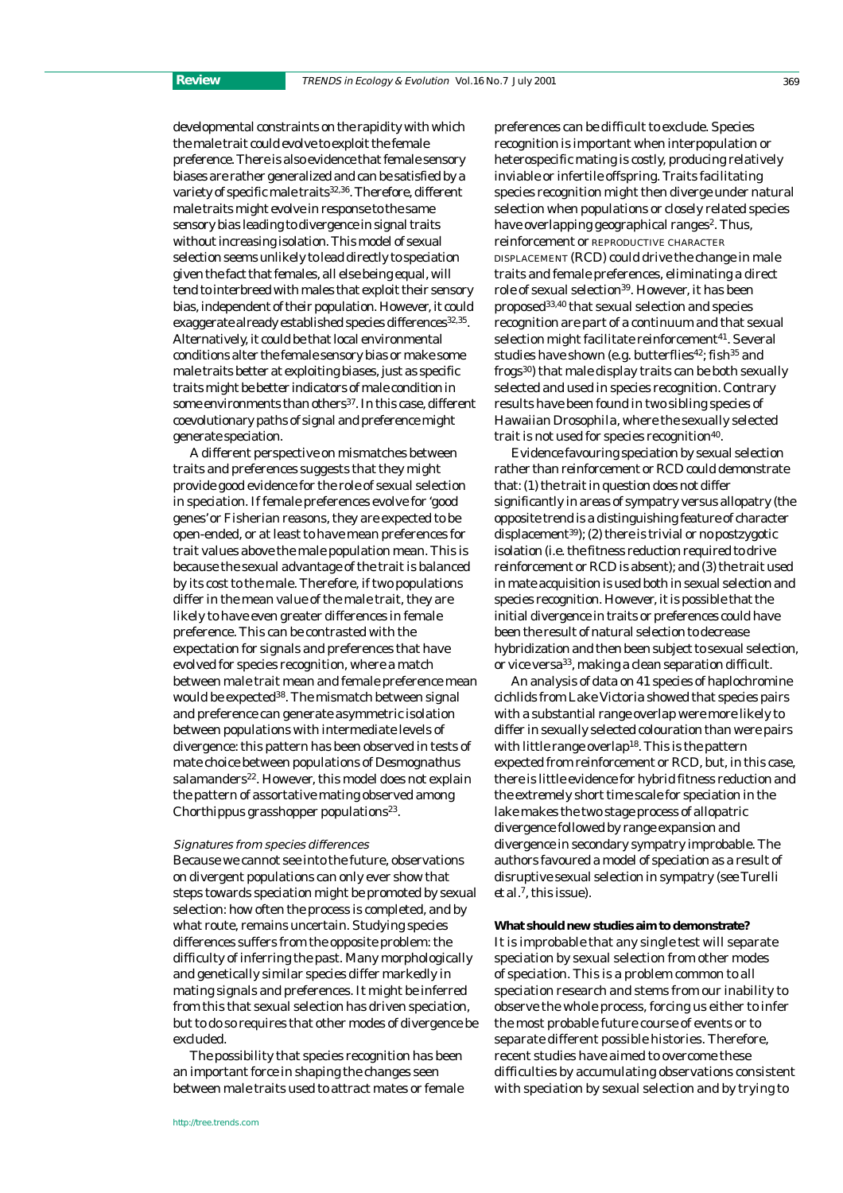developmental constraints on the rapidity with which the male trait could evolve to exploit the female preference. There is also evidence that female sensory biases are rather generalized and can be satisfied by a variety of specific male traits[32,36]. Therefore, different male traits might evolve in response to the same sensory bias leading to divergence in signal traits without increasing isolation. This model of sexual selection seems unlikely to lead directly to speciation given the fact that females, all else being equal, will tend to interbreed with males that exploit their sensory bias, independent of their population. However, it could exaggerate already established species differences[32,35]. Alternatively, it could be that local environmental conditions alter the female sensory bias or make some male traits better at exploiting biases, just as specific traits might be better indicators of male condition in some environments than others[37]. In this case, different coevolutionary paths of signal and preference might generate speciation.

A different perspective on mismatches between traits and preferences suggests that they might provide good evidence for the role of sexual selection in speciation. If female preferences evolve for 'good genes' or Fisherian reasons, they are expected to be open-ended, or at least to have mean preferences for trait values above the male population mean. This is because the sexual advantage of the trait is balanced by its cost to the male. Therefore, if two populations differ in the mean value of the male trait, they are likely to have even greater differences in female preference. This can be contrasted with the expectation for signals and preferences that have evolved for species recognition, where a match between male trait mean and female preference mean would be expected[38]. The mismatch between signal and preference can generate asymmetric isolation between populations with intermediate levels of divergence: this pattern has been observed in tests of mate choice between populations of *Desmognathus* salamanders[22]. However, this model does not explain the pattern of assortative mating observed among *Chorthippus* grasshopper populations[23].

### *Signatures from species differences*

Because we cannot see into the future, observations on divergent populations can only ever show that steps towards speciation might be promoted by sexual selection: how often the process is completed, and by what route, remains uncertain. Studying species differences suffers from the opposite problem: the difficulty of inferring the past. Many morphologically and genetically similar species differ markedly in mating signals and preferences. It might be inferred from this that sexual selection has driven speciation, but to do so requires that other modes of divergence be excluded.

The possibility that species recognition has been an important force in shaping the changes seen between male traits used to attract mates or female preferences can be difficult to exclude. Species recognition is important when interpopulation or heterospecific mating is costly, producing relatively inviable or infertile offspring. Traits facilitating species recognition might then diverge under natural selection when populations or closely related species have overlapping geographical ranges[2]. Thus, reinforcement or REPRODUCTIVE CHARACTER DISPLACEMENT (RCD) could drive the change in male traits and female preferences, eliminating a direct role of sexual selection[39]. However, it has been proposed[33,40] that sexual selection and species recognition are part of a continuum and that sexual selection might facilitate reinforcement[41]. Several studies have shown (e.g. butterflies[42]; fish[35] and frogs[30]) that male display traits can be both sexually selected and used in species recognition. Contrary results have been found in two sibling species of Hawaiian *Drosophila*, where the sexually selected trait is not used for species recognition[40].

Evidence favouring speciation by sexual selection rather than reinforcement or RCD could demonstrate that: (1) the trait in question does not differ significantly in areas of sympatry versus allopatry (the opposite trend is a distinguishing feature of character displacement[39]); (2) there is trivial or no postzygotic isolation (i.e. the fitness reduction required to drive reinforcement or RCD is absent); and (3) the trait used in mate acquisition is used both in sexual selection and species recognition. However, it is possible that the initial divergence in traits or preferences could have been the result of natural selection to decrease hybridization and then been subject to sexual selection, or vice versa[33], making a clean separation difficult.

An analysis of data on 41 species of haplochromine cichlids from Lake Victoria showed that species pairs with a substantial range overlap were more likely to differ in sexually selected colouration than were pairs with little range overlap[18]. This is the pattern expected from reinforcement or RCD, but, in this case, there is little evidence for hybrid fitness reduction and the extremely short time scale for speciation in the lake makes the two stage process of allopatric divergence followed by range expansion and divergence in secondary sympatry improbable. The authors favoured a model of speciation as a result of disruptive sexual selection in sympatry (see Turelli *et al.*[7], this issue).

## What should new studies aim to demonstrate?

It is improbable that any single test will separate speciation by sexual selection from other modes of speciation. This is a problem common to all speciation research and stems from our inability to observe the whole process, forcing us either to infer the most probable future course of events or to separate different possible histories. Therefore, recent studies have aimed to overcome these difficulties by accumulating observations consistent with speciation by sexual selection and by trying to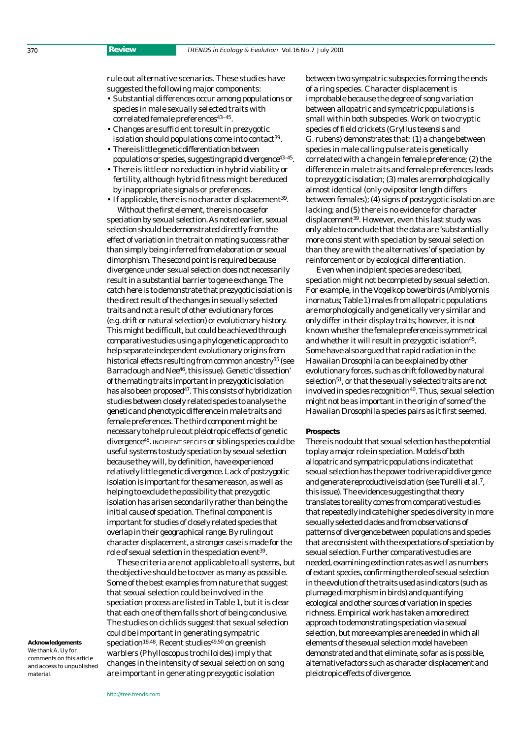rule out alternative scenarios. These studies have suggested the following major components:

- Substantial differences occur among populations or species in male sexually selected traits with correlated female preferences[43–45].
- Changes are sufficient to result in prezygotic isolation should populations come into contact[39].
- There is little genetic differentiation between populations or species, suggesting rapid divergence[43–45].
- There is little or no reduction in hybrid viability or fertility, although hybrid fitness might be reduced by inappropriate signals or preferences.
- If applicable, there is no character displacement[39].

Without the first element, there is no case for speciation by sexual selection. As noted earlier, sexual selection should be demonstrated directly from the effect of variation in the trait on mating success rather than simply being inferred from elaboration or sexual dimorphism. The second point is required because divergence under sexual selection does not necessarily result in a substantial barrier to gene exchange. The catch here is to demonstrate that prezygotic isolation is the direct result of the changes in sexually selected traits and not a result of other evolutionary forces (e.g. drift or natural selection) or evolutionary history. This might be difficult, but could be achieved through comparative studies using a phylogenetic approach to help separate independent evolutionary origins from historical effects resulting from common ancestry[35] (see Barraclough and Nee[46], this issue). Genetic 'dissection' of the mating traits important in prezygotic isolation has also been proposed[47]. This consists of hybridization studies between closely related species to analyse the genetic and phenotypic difference in male traits and female preferences. The third component might be necessary to help rule out pleiotropic effects of genetic divergence[45]. INCIPIENT SPECIES or sibling species could be useful systems to study speciation by sexual selection because they will, by definition, have experienced relatively little genetic divergence. Lack of postzygotic isolation is important for the same reason, as well as helping to exclude the possibility that prezygotic isolation has arisen secondarily rather than being the initial cause of speciation. The final component is important for studies of closely related species that overlap in their geographical range. By ruling out character displacement, a stronger case is made for the role of sexual selection in the speciation event[39].

These criteria are not applicable to all systems, but the objective should be to cover as many as possible. Some of the best examples from nature that suggest that sexual selection could be involved in the speciation process are listed in Table 1, but it is clear that each one of them falls short of being conclusive. The studies on cichlids suggest that sexual selection could be important in generating sympatric speciation[18,48]. Recent studies[49,50] on greenish warblers (*Phylloscopus trochiloides*) imply that changes in the intensity of sexual selection on song are important in generating prezygotic isolation between two sympatric subspecies forming the ends of a ring species. Character displacement is improbable because the degree of song variation between allopatric and sympatric populations is small within both subspecies. Work on two cryptic species of field crickets (*Gryllus texensis* and *G. rubens*) demonstrates that: (1) a change between species in male calling pulse rate is genetically correlated with a change in female preference; (2) the difference in male traits and female preferences leads to prezygotic isolation; (3) males are morphologically almost identical (only ovipositor length differs between females); (4) signs of postzygotic isolation are lacking; and (5) there is no evidence for character displacement[39]. However, even this last study was only able to conclude that the data are 'substantially more consistent with speciation by sexual selection than they are with the alternatives' of speciation by reinforcement or by ecological differentiation.

Even when incipient species are described, speciation might not be completed by sexual selection. For example, in the Vogelkop bowerbirds (*Amblyornis inornatus*; Table 1) males from allopatric populations are morphologically and genetically very similar and only differ in their display traits; however, it is not known whether the female preference is symmetrical and whether it will result in prezygotic isolation[45]. Some have also argued that rapid radiation in the Hawaiian *Drosophila* can be explained by other evolutionary forces, such as drift followed by natural selection[51], or that the sexually selected traits are not involved in species recognition[40]. Thus, sexual selection might not be as important in the origin of some of the Hawaiian *Drosophila* species pairs as it first seemed.

## Prospects

There is no doubt that sexual selection has the potential to play a major role in speciation. Models of both allopatric and sympatric populations indicate that sexual selection has the power to drive rapid divergence and generate reproductive isolation (see Turelli *et al.*[7], this issue). The evidence suggesting that theory translates to reality comes from comparative studies that repeatedly indicate higher species diversity in more sexually selected clades and from observations of patterns of divergence between populations and species that are consistent with the expectations of speciation by sexual selection. Further comparative studies are needed, examining extinction rates as well as numbers of extant species, confirming the role of sexual selection in the evolution of the traits used as indicators (such as plumage dimorphism in birds) and quantifying ecological and other sources of variation in species richness. Empirical work has taken a more direct approach to demonstrating speciation via sexual selection, but more examples are needed in which all elements of the sexual selection model have been demonstrated and that eliminate, so far as is possible, alternative factors such as character displacement and pleiotropic effects of divergence.

**Acknowledgements**

We thank A. Uy for comments on this article and access to unpublished material.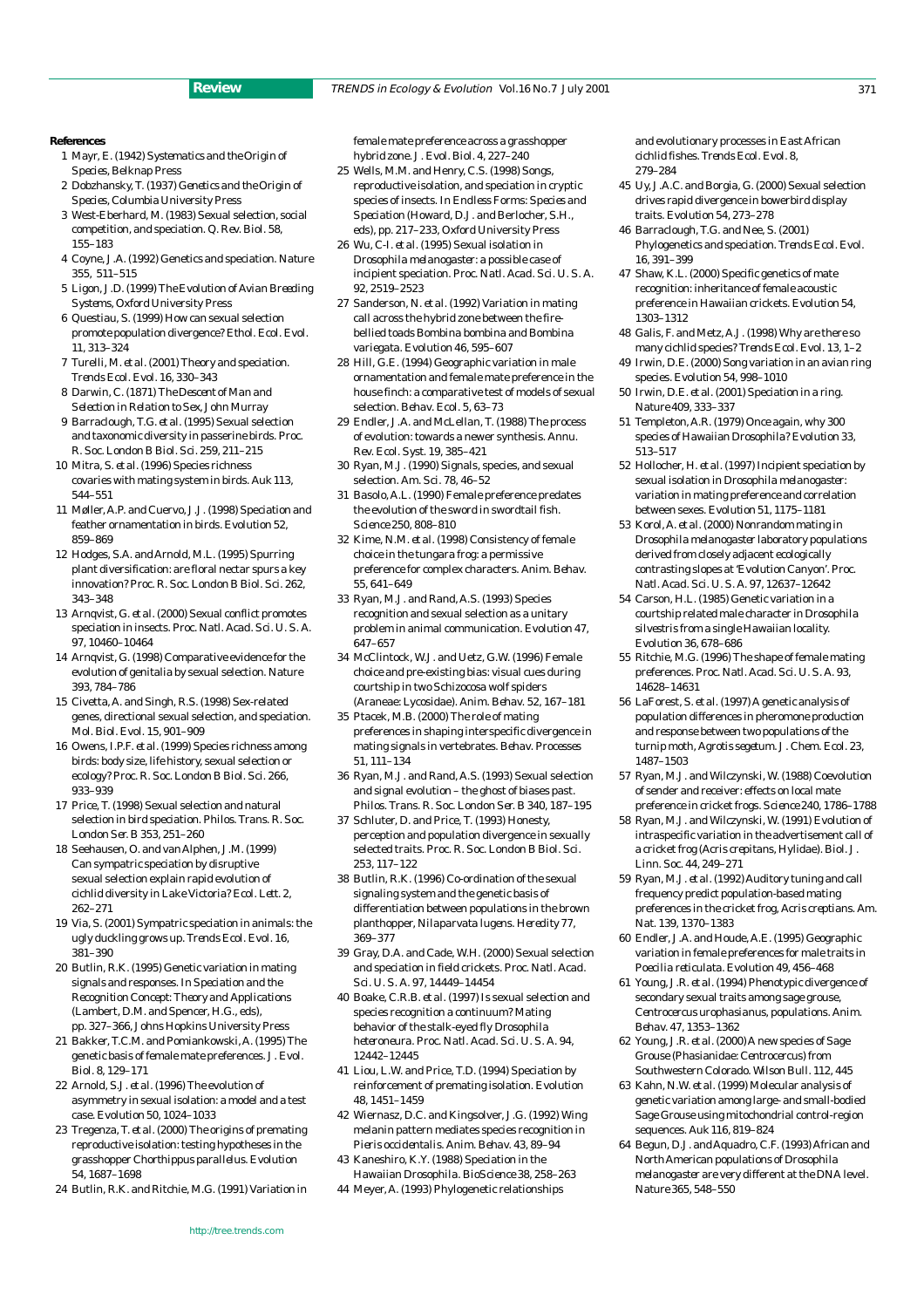### References

1. Mayr, E. (1942) *Systematics and the Origin of Species*, Belknap Press
2. Dobzhansky, T. (1937) *Genetics and the Origin of Species*, Columbia University Press
3. West-Eberhard, M. (1983) Sexual selection, social competition, and speciation. *Q. Rev. Biol.* 58, 155–183
4. Coyne, J.A. (1992) Genetics and speciation. *Nature* 355, 511–515
5. Ligon, J.D. (1999) *The Evolution of Avian Breeding Systems*, Oxford University Press
6. Questiau, S. (1999) How can sexual selection promote population divergence? *Ethol. Ecol. Evol.* 11, 313–324
7. Turelli, M. *et al.* (2001) Theory and speciation. *Trends Ecol. Evol.* 16, 330–343
8. Darwin, C. (1871) *The Descent of Man and Selection in Relation to Sex*, John Murray
9. Barraclough, T.G. *et al.* (1995) Sexual selection and taxonomic diversity in passerine birds. *Proc. R. Soc. London B Biol. Sci.* 259, 211–215
10. Mitra, S. *et al.* (1996) Species richness covaries with mating system in birds. *Auk* 113, 544–551
11. Møller, A.P. and Cuervo, J.J. (1998) Speciation and feather ornamentation in birds. *Evolution* 52, 859–869
12. Hodges, S.A. and Arnold, M.L. (1995) Spurring plant diversification: are floral nectar spurs a key innovation? *Proc. R. Soc. London B Biol. Sci.* 262, 343–348
13. Arnqvist, G. *et al.* (2000) Sexual conflict promotes speciation in insects. *Proc. Natl. Acad. Sci. U. S. A.* 97, 10460–10464
14. Arnqvist, G. (1998) Comparative evidence for the evolution of genitalia by sexual selection. *Nature* 393, 784–786
15. Civetta, A. and Singh, R.S. (1998) Sex-related genes, directional sexual selection, and speciation. *Mol. Biol. Evol.* 15, 901–909
16. Owens, I.P.F. *et al.* (1999) Species richness among birds: body size, life history, sexual selection or ecology? *Proc. R. Soc. London B Biol. Sci.* 266, 933–939
17. Price, T. (1998) Sexual selection and natural selection in bird speciation. *Philos. Trans. R. Soc. London Ser. B* 353, 251–260
18. Seehausen, O. and van Alphen, J.M. (1999) Can sympatric speciation by disruptive sexual selection explain rapid evolution of cichlid diversity in Lake Victoria? *Ecol. Lett.* 2, 262–271
19. Via, S. (2001) Sympatric speciation in animals: the ugly duckling grows up. *Trends Ecol. Evol.* 16, 381–390
20. Butlin, R.K. (1995) Genetic variation in mating signals and responses. In *Speciation and the Recognition Concept: Theory and Applications* (Lambert, D.M. and Spencer, H.G., eds), pp. 327–366, Johns Hopkins University Press
21. Bakker, T.C.M. and Pomiankowski, A. (1995) The genetic basis of female mate preferences. *J. Evol. Biol.* 8, 129–171
22. Arnold, S.J. *et al.* (1996) The evolution of asymmetry in sexual isolation: a model and a test case. *Evolution* 50, 1024–1033
23. Tregenza, T. *et al.* (2000) The origins of premating reproductive isolation: testing hypotheses in the grasshopper *Chorthippus parallelus*. *Evolution* 54, 1687–1698
24. Butlin, R.K. and Ritchie, M.G. (1991) Variation in female mate preference across a grasshopper hybrid zone. *J. Evol. Biol.* 4, 227–240
25. Wells, M.M. and Henry, C.S. (1998) Songs, reproductive isolation, and speciation in cryptic species of insects. In *Endless Forms: Species and Speciation* (Howard, D.J. and Berlocher, S.H., eds), pp. 217–233, Oxford University Press
26. Wu, C-I. *et al.* (1995) Sexual isolation in *Drosophila melanogaster*: a possible case of incipient speciation. *Proc. Natl. Acad. Sci. U. S. A.* 92, 2519–2523
27. Sanderson, N. *et al.* (1992) Variation in mating call across the hybrid zone between the fire-bellied toads *Bombina bombina* and *Bombina variegata*. *Evolution* 46, 595–607
28. Hill, G.E. (1994) Geographic variation in male ornamentation and female mate preference in the house finch: a comparative test of models of sexual selection. *Behav. Ecol.* 5, 63–73
29. Endler, J.A. and McLellan, T. (1988) The process of evolution: towards a newer synthesis. *Annu. Rev. Ecol. Syst.* 19, 385–421
30. Ryan, M.J. (1990) Signals, species, and sexual selection. *Am. Sci.* 78, 46–52
31. Basolo, A.L. (1990) Female preference predates the evolution of the sword in swordtail fish. *Science* 250, 808–810
32. Kime, N.M. *et al.* (1998) Consistency of female choice in the tungara frog: a permissive preference for complex characters. *Anim. Behav.* 55, 641–649
33. Ryan, M.J. and Rand, A.S. (1993) Species recognition and sexual selection as a unitary problem in animal communication. *Evolution* 47, 647–657
34. McClintock, W.J. and Uetz, G.W. (1996) Female choice and pre-existing bias: visual cues during courtship in two *Schizocosa* wolf spiders (Araneae: Lycosidae). *Anim. Behav.* 52, 167–181
35. Ptacek, M.B. (2000) The role of mating preferences in shaping interspecific divergence in mating signals in vertebrates. *Behav. Processes* 51, 111–134
36. Ryan, M.J. and Rand, A.S. (1993) Sexual selection and signal evolution – the ghost of biases past. *Philos. Trans. R. Soc. London Ser. B* 340, 187–195
37. Schluter, D. and Price, T. (1993) Honesty, perception and population divergence in sexually selected traits. *Proc. R. Soc. London B Biol. Sci.* 253, 117–122
38. Butlin, R.K. (1996) Co-ordination of the sexual signaling system and the genetic basis of differentiation between populations in the brown planthopper, *Nilaparvata lugens*. *Heredity* 77, 369–377
39. Gray, D.A. and Cade, W.H. (2000) Sexual selection and speciation in field crickets. *Proc. Natl. Acad. Sci. U. S. A.* 97, 14449–14454
40. Boake, C.R.B. *et al.* (1997) Is sexual selection and species recognition a continuum? Mating behavior of the stalk-eyed fly *Drosophila heteroneura*. *Proc. Natl. Acad. Sci. U. S. A.* 94, 12442–12445
41. Liou, L.W. and Price, T.D. (1994) Speciation by reinforcement of premating isolation. *Evolution* 48, 1451–1459
42. Wiernasz, D.C. and Kingsolver, J.G. (1992) Wing melanin pattern mediates species recognition in *Pieris occidentalis*. *Anim. Behav.* 43, 89–94
43. Kaneshiro, K.Y. (1988) Speciation in the Hawaiian *Drosophila*. *BioScience* 38, 258–263
44. Meyer, A. (1993) Phylogenetic relationships and evolutionary processes in East African cichlid fishes. *Trends Ecol. Evol.* 8, 279–284
45. Uy, J.A.C. and Borgia, G. (2000) Sexual selection drives rapid divergence in bowerbird display traits. *Evolution* 54, 273–278
46. Barraclough, T.G. and Nee, S. (2001) Phylogenetics and speciation. *Trends Ecol. Evol.* 16, 391–399
47. Shaw, K.L. (2000) Specific genetics of mate recognition: inheritance of female acoustic preference in Hawaiian crickets. *Evolution* 54, 1303–1312
48. Galis, F. and Metz, A.J. (1998) Why are there so many cichlid species? *Trends Ecol. Evol.* 13, 1–2
49. Irwin, D.E. (2000) Song variation in an avian ring species. *Evolution* 54, 998–1010
50. Irwin, D.E. *et al.* (2001) Speciation in a ring. *Nature* 409, 333–337
51. Templeton, A.R. (1979) Once again, why 300 species of Hawaiian *Drosophila*? *Evolution* 33, 513–517
52. Hollocher, H. *et al.* (1997) Incipient speciation by sexual isolation in *Drosophila melanogaster*: variation in mating preference and correlation between sexes. *Evolution* 51, 1175–1181
53. Korol, A. *et al.* (2000) Nonrandom mating in *Drosophila melanogaster* laboratory populations derived from closely adjacent ecologically contrasting slopes at 'Evolution Canyon'. *Proc. Natl. Acad. Sci. U. S. A.* 97, 12637–12642
54. Carson, H.L. (1985) Genetic variation in a courtship related male character in *Drosophila silvestris* from a single Hawaiian locality. *Evolution* 36, 678–686
55. Ritchie, M.G. (1996) The shape of female mating preferences. *Proc. Natl. Acad. Sci. U. S. A.* 93, 14628–14631
56. LaForest, S. *et al.* (1997) A genetic analysis of population differences in pheromone production and response between two populations of the turnip moth, *Agrotis segetum*. *J. Chem. Ecol.* 23, 1487–1503
57. Ryan, M.J. and Wilczynski, W. (1988) Coevolution of sender and receiver: effects on local mate preference in cricket frogs. *Science* 240, 1786–1788
58. Ryan, M.J. and Wilczynski, W. (1991) Evolution of intraspecific variation in the advertisement call of a cricket frog (*Acris crepitans*, Hylidae). *Biol. J. Linn. Soc.* 44, 249–271
59. Ryan, M.J. *et al.* (1992) Auditory tuning and call frequency predict population-based mating preferences in the cricket frog, *Acris creptians*. *Am. Nat.* 139, 1370–1383
60. Endler, J.A. and Houde, A.E. (1995) Geographic variation in female preferences for male traits in *Poecilia reticulata*. *Evolution* 49, 456–468
61. Young, J.R. *et al.* (1994) Phenotypic divergence of secondary sexual traits among sage grouse, *Centrocercus urophasianus*, populations. *Anim. Behav.* 47, 1353–1362
62. Young, J.R. *et al.* (2000) A new species of Sage Grouse (Phasianidae: Centrocercus) from Southwestern Colorado. *Wilson Bull.* 112, 445
63. Kahn, N.W. *et al.* (1999) Molecular analysis of genetic variation among large- and small-bodied Sage Grouse using mitochondrial control-region sequences. *Auk* 116, 819–824
64. Begun, D.J. and Aquadro, C.F. (1993) African and North American populations of *Drosophila melanogaster* are very different at the DNA level. *Nature* 365, 548–550